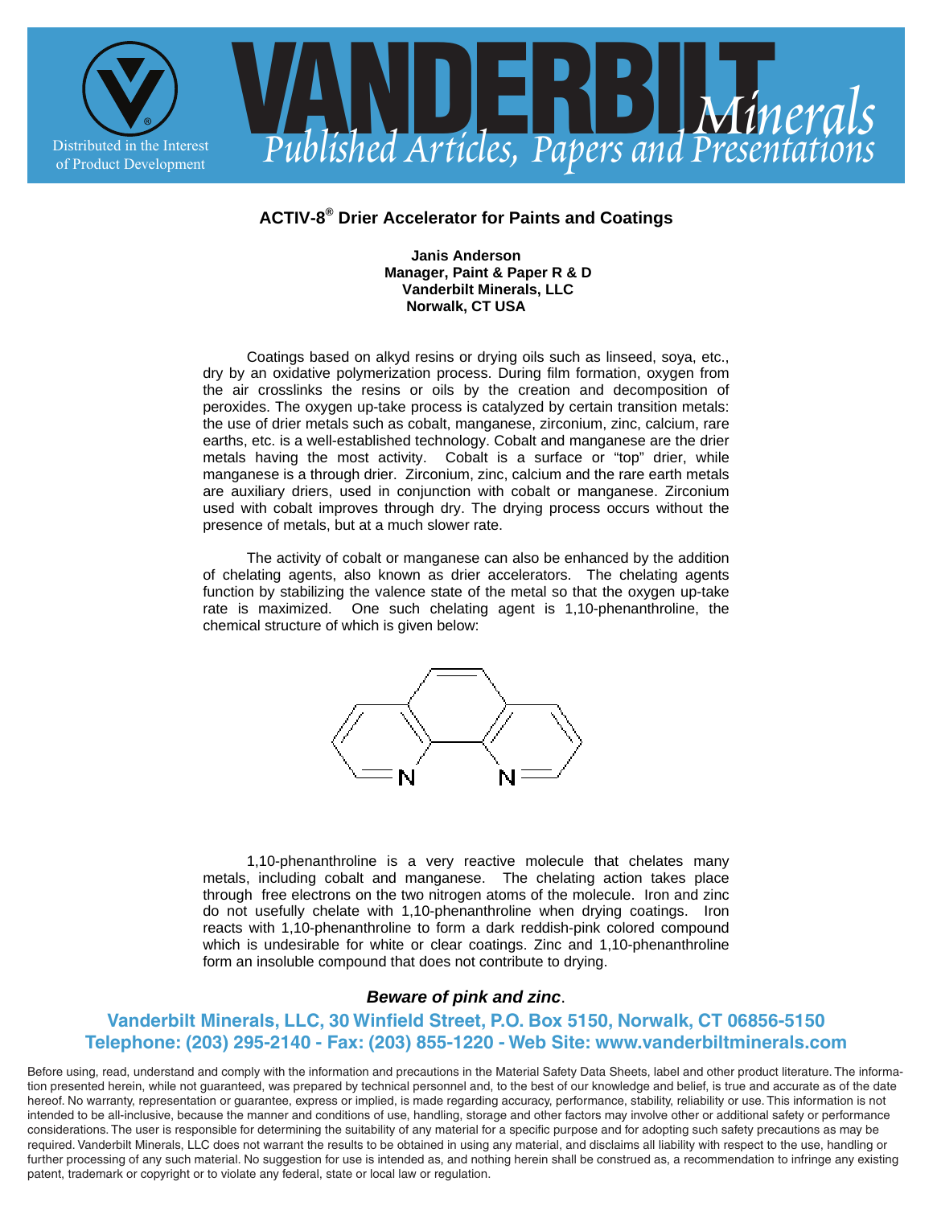Distributed in the Interest of Product Development

# VANDERBILT Minerals

*Published Articles, Papers and Presentations*

## ACTIV-8® Drier Accelerator for Paints and Coatings

**Janis Anderson**
**Manager, Paint & Paper R & D**
**Vanderbilt Minerals, LLC**
**Norwalk, CT USA**

Coatings based on alkyd resins or drying oils such as linseed, soya, etc., dry by an oxidative polymerization process. During film formation, oxygen from the air crosslinks the resins or oils by the creation and decomposition of peroxides. The oxygen up-take process is catalyzed by certain transition metals: the use of drier metals such as cobalt, manganese, zirconium, zinc, calcium, rare earths, etc. is a well-established technology. Cobalt and manganese are the drier metals having the most activity. Cobalt is a surface or "top" drier, while manganese is a through drier. Zirconium, zinc, calcium and the rare earth metals are auxiliary driers, used in conjunction with cobalt or manganese. Zirconium used with cobalt improves through dry. The drying process occurs without the presence of metals, but at a much slower rate.

The activity of cobalt or manganese can also be enhanced by the addition of chelating agents, also known as drier accelerators. The chelating agents function by stabilizing the valence state of the metal so that the oxygen up-take rate is maximized. One such chelating agent is 1,10-phenanthroline, the chemical structure of which is given below:

1,10-phenanthroline is a very reactive molecule that chelates many metals, including cobalt and manganese. The chelating action takes place through free electrons on the two nitrogen atoms of the molecule. Iron and zinc do not usefully chelate with 1,10-phenanthroline when drying coatings. Iron reacts with 1,10-phenanthroline to form a dark reddish-pink colored compound which is undesirable for white or clear coatings. Zinc and 1,10-phenanthroline form an insoluble compound that does not contribute to drying.

***Beware of pink and zinc*.**

**Vanderbilt Minerals, LLC, 30 Winfield Street, P.O. Box 5150, Norwalk, CT 06856-5150**
**Telephone: (203) 295-2140 - Fax: (203) 855-1220 - Web Site: www.vanderbiltminerals.com**

Before using, read, understand and comply with the information and precautions in the Material Safety Data Sheets, label and other product literature. The information presented herein, while not guaranteed, was prepared by technical personnel and, to the best of our knowledge and belief, is true and accurate as of the date hereof. No warranty, representation or guarantee, express or implied, is made regarding accuracy, performance, stability, reliability or use. This information is not intended to be all-inclusive, because the manner and conditions of use, handling, storage and other factors may involve other or additional safety or performance considerations. The user is responsible for determining the suitability of any material for a specific purpose and for adopting such safety precautions as may be required. Vanderbilt Minerals, LLC does not warrant the results to be obtained in using any material, and disclaims all liability with respect to the use, handling or further processing of any such material. No suggestion for use is intended as, and nothing herein shall be construed as, a recommendation to infringe any existing patent, trademark or copyright or to violate any federal, state or local law or regulation.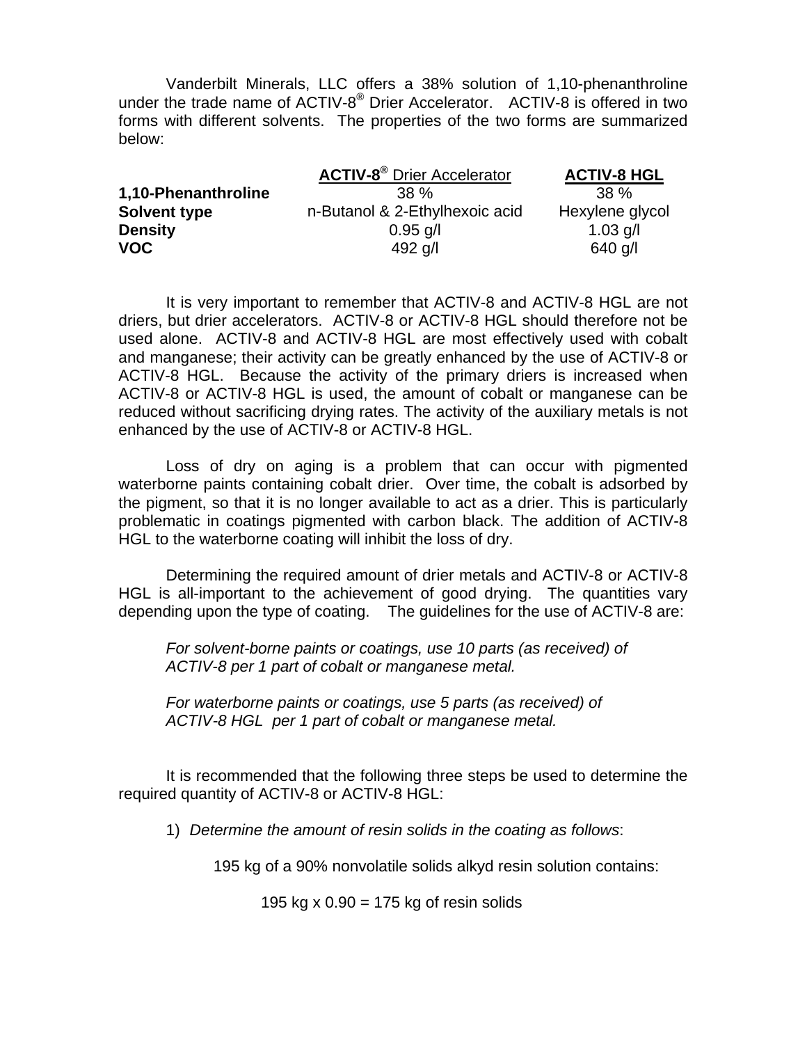Vanderbilt Minerals, LLC offers a 38% solution of 1,10-phenanthroline under the trade name of ACTIV-8® Drier Accelerator. ACTIV-8 is offered in two forms with different solvents. The properties of the two forms are summarized below:

| | ACTIV-8® Drier Accelerator | ACTIV-8 HGL |
|---|---|---|
| **1,10-Phenanthroline** | 38 % | 38 % |
| **Solvent type** | n-Butanol & 2-Ethylhexoic acid | Hexylene glycol |
| **Density** | 0.95 g/l | 1.03 g/l |
| **VOC** | 492 g/l | 640 g/l |

It is very important to remember that ACTIV-8 and ACTIV-8 HGL are not driers, but drier accelerators. ACTIV-8 or ACTIV-8 HGL should therefore not be used alone. ACTIV-8 and ACTIV-8 HGL are most effectively used with cobalt and manganese; their activity can be greatly enhanced by the use of ACTIV-8 or ACTIV-8 HGL. Because the activity of the primary driers is increased when ACTIV-8 or ACTIV-8 HGL is used, the amount of cobalt or manganese can be reduced without sacrificing drying rates. The activity of the auxiliary metals is not enhanced by the use of ACTIV-8 or ACTIV-8 HGL.

Loss of dry on aging is a problem that can occur with pigmented waterborne paints containing cobalt drier. Over time, the cobalt is adsorbed by the pigment, so that it is no longer available to act as a drier. This is particularly problematic in coatings pigmented with carbon black. The addition of ACTIV-8 HGL to the waterborne coating will inhibit the loss of dry.

Determining the required amount of drier metals and ACTIV-8 or ACTIV-8 HGL is all-important to the achievement of good drying. The quantities vary depending upon the type of coating. The guidelines for the use of ACTIV-8 are:

*For solvent-borne paints or coatings, use 10 parts (as received) of ACTIV-8 per 1 part of cobalt or manganese metal.*

*For waterborne paints or coatings, use 5 parts (as received) of ACTIV-8 HGL per 1 part of cobalt or manganese metal.*

It is recommended that the following three steps be used to determine the required quantity of ACTIV-8 or ACTIV-8 HGL:

1) *Determine the amount of resin solids in the coating as follows*:

195 kg of a 90% nonvolatile solids alkyd resin solution contains:

195 kg x 0.90 = 175 kg of resin solids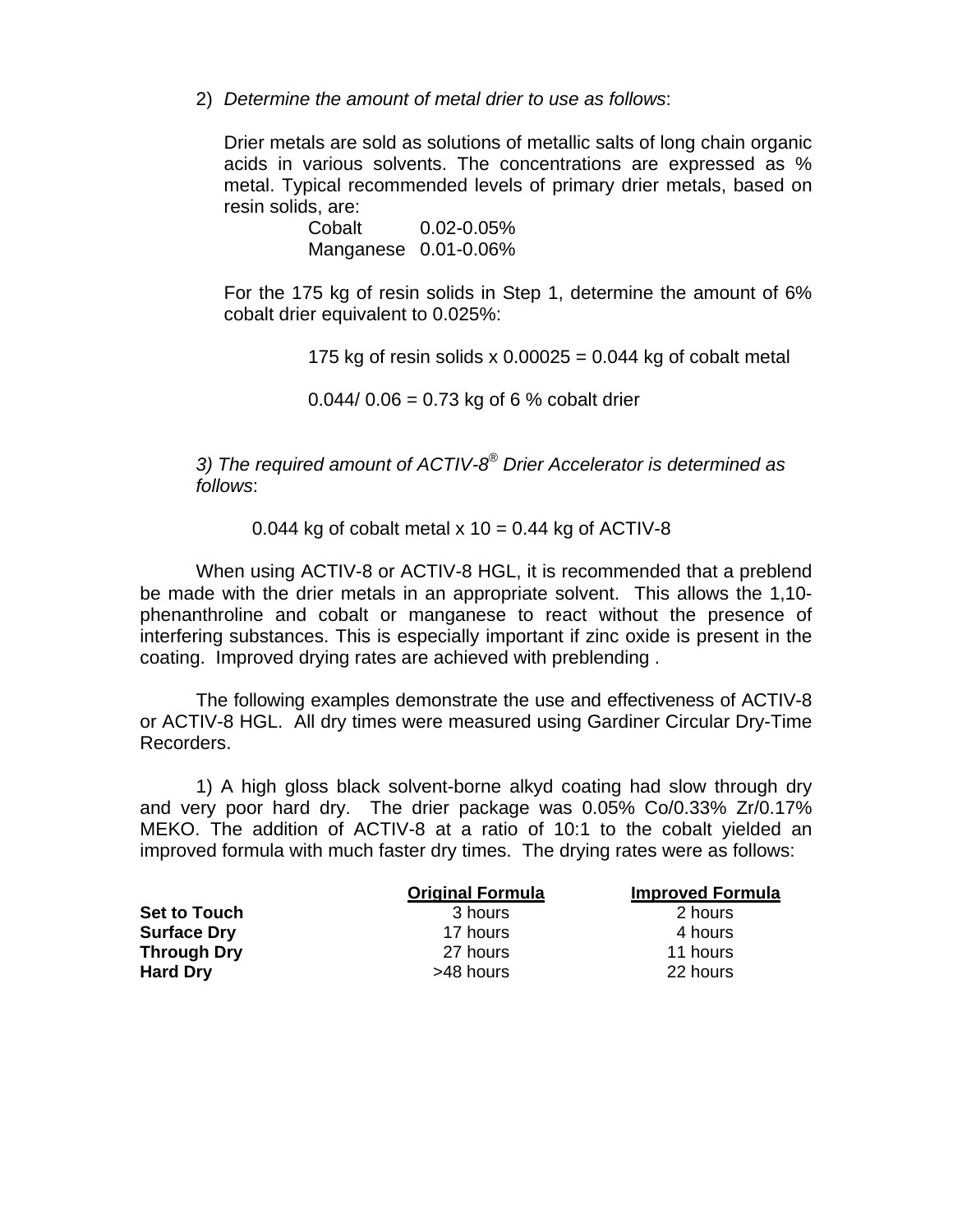2) *Determine the amount of metal drier to use as follows*:

Drier metals are sold as solutions of metallic salts of long chain organic acids in various solvents. The concentrations are expressed as % metal. Typical recommended levels of primary drier metals, based on resin solids, are:

| | |
|---|---|
| Cobalt | 0.02-0.05% |
| Manganese | 0.01-0.06% |

For the 175 kg of resin solids in Step 1, determine the amount of 6% cobalt drier equivalent to 0.025%:

175 kg of resin solids x 0.00025 = 0.044 kg of cobalt metal

0.044/ 0.06 = 0.73 kg of 6 % cobalt drier

*3) The required amount of ACTIV-8® Drier Accelerator is determined as follows*:

0.044 kg of cobalt metal x 10 = 0.44 kg of ACTIV-8

When using ACTIV-8 or ACTIV-8 HGL, it is recommended that a preblend be made with the drier metals in an appropriate solvent. This allows the 1,10-phenanthroline and cobalt or manganese to react without the presence of interfering substances. This is especially important if zinc oxide is present in the coating. Improved drying rates are achieved with preblending .

The following examples demonstrate the use and effectiveness of ACTIV-8 or ACTIV-8 HGL. All dry times were measured using Gardiner Circular Dry-Time Recorders.

1) A high gloss black solvent-borne alkyd coating had slow through dry and very poor hard dry. The drier package was 0.05% Co/0.33% Zr/0.17% MEKO. The addition of ACTIV-8 at a ratio of 10:1 to the cobalt yielded an improved formula with much faster dry times. The drying rates were as follows:

| | **Original Formula** | **Improved Formula** |
|---|---|---|
| **Set to Touch** | 3 hours | 2 hours |
| **Surface Dry** | 17 hours | 4 hours |
| **Through Dry** | 27 hours | 11 hours |
| **Hard Dry** | >48 hours | 22 hours |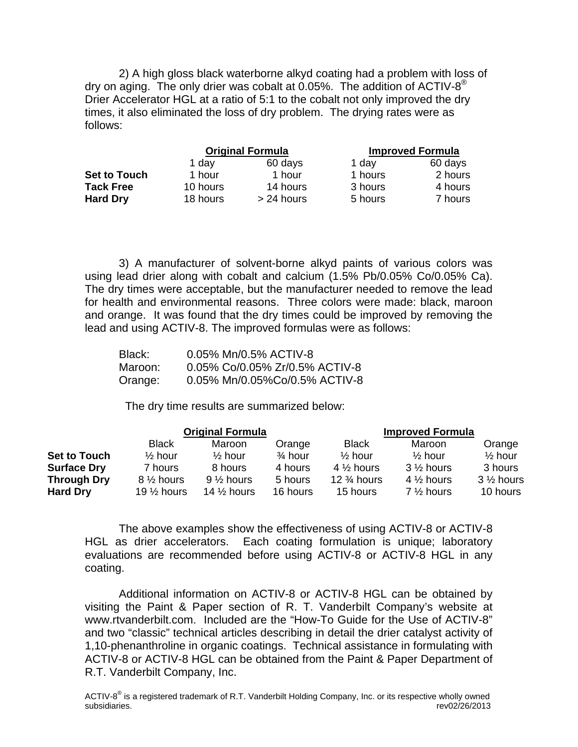2) A high gloss black waterborne alkyd coating had a problem with loss of dry on aging. The only drier was cobalt at 0.05%. The addition of ACTIV-8® Drier Accelerator HGL at a ratio of 5:1 to the cobalt not only improved the dry times, it also eliminated the loss of dry problem. The drying rates were as follows:

| | Original Formula | | Improved Formula | |
|---|---|---|---|---|
| | 1 day | 60 days | 1 day | 60 days |
| **Set to Touch** | 1 hour | 1 hour | 1 hours | 2 hours |
| **Tack Free** | 10 hours | 14 hours | 3 hours | 4 hours |
| **Hard Dry** | 18 hours | > 24 hours | 5 hours | 7 hours |

3) A manufacturer of solvent-borne alkyd paints of various colors was using lead drier along with cobalt and calcium (1.5% Pb/0.05% Co/0.05% Ca). The dry times were acceptable, but the manufacturer needed to remove the lead for health and environmental reasons. Three colors were made: black, maroon and orange. It was found that the dry times could be improved by removing the lead and using ACTIV-8. The improved formulas were as follows:

Black: 0.05% Mn/0.5% ACTIV-8
Maroon: 0.05% Co/0.05% Zr/0.5% ACTIV-8
Orange: 0.05% Mn/0.05%Co/0.5% ACTIV-8

The dry time results are summarized below:

| | Original Formula | | | Improved Formula | | |
|---|---|---|---|---|---|---|
| | Black | Maroon | Orange | Black | Maroon | Orange |
| **Set to Touch** | ½ hour | ½ hour | ¾ hour | ½ hour | ½ hour | ½ hour |
| **Surface Dry** | 7 hours | 8 hours | 4 hours | 4 ½ hours | 3 ½ hours | 3 hours |
| **Through Dry** | 8 ½ hours | 9 ½ hours | 5 hours | 12 ¾ hours | 4 ½ hours | 3 ½ hours |
| **Hard Dry** | 19 ½ hours | 14 ½ hours | 16 hours | 15 hours | 7 ½ hours | 10 hours |

The above examples show the effectiveness of using ACTIV-8 or ACTIV-8 HGL as drier accelerators. Each coating formulation is unique; laboratory evaluations are recommended before using ACTIV-8 or ACTIV-8 HGL in any coating.

Additional information on ACTIV-8 or ACTIV-8 HGL can be obtained by visiting the Paint & Paper section of R. T. Vanderbilt Company's website at www.rtvanderbilt.com. Included are the "How-To Guide for the Use of ACTIV-8" and two "classic" technical articles describing in detail the drier catalyst activity of 1,10-phenanthroline in organic coatings. Technical assistance in formulating with ACTIV-8 or ACTIV-8 HGL can be obtained from the Paint & Paper Department of R.T. Vanderbilt Company, Inc.

ACTIV-8® is a registered trademark of R.T. Vanderbilt Holding Company, Inc. or its respective wholly owned subsidiaries. rev02/26/2013